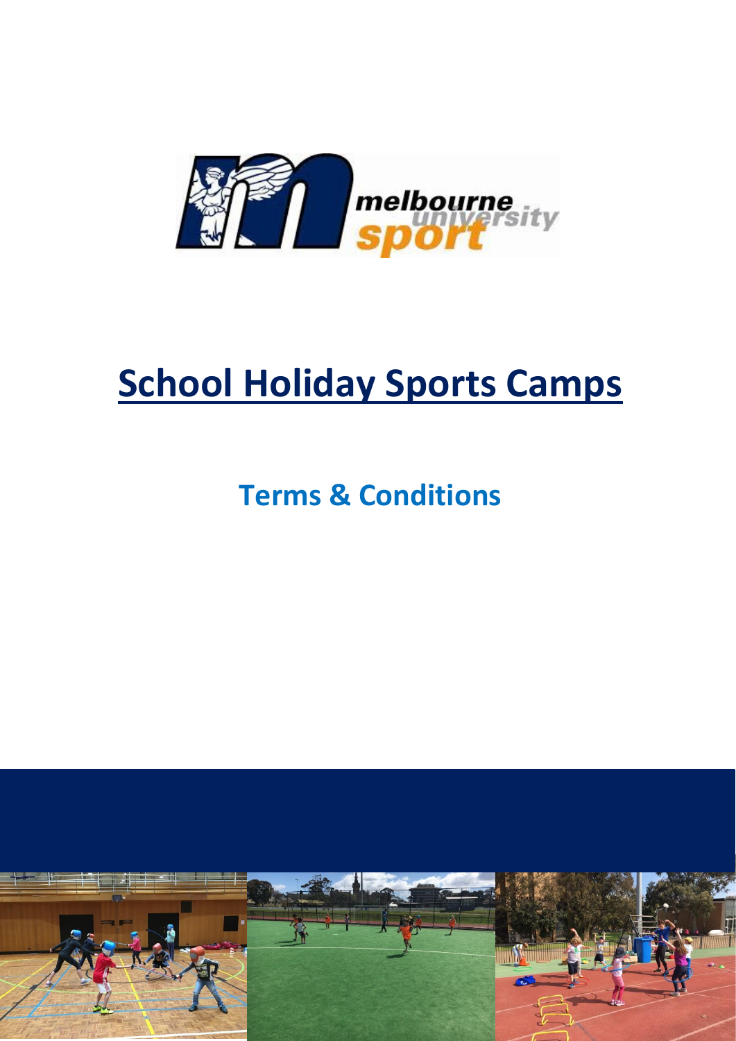# School Holiday Sports Camps

## Terms & Conditions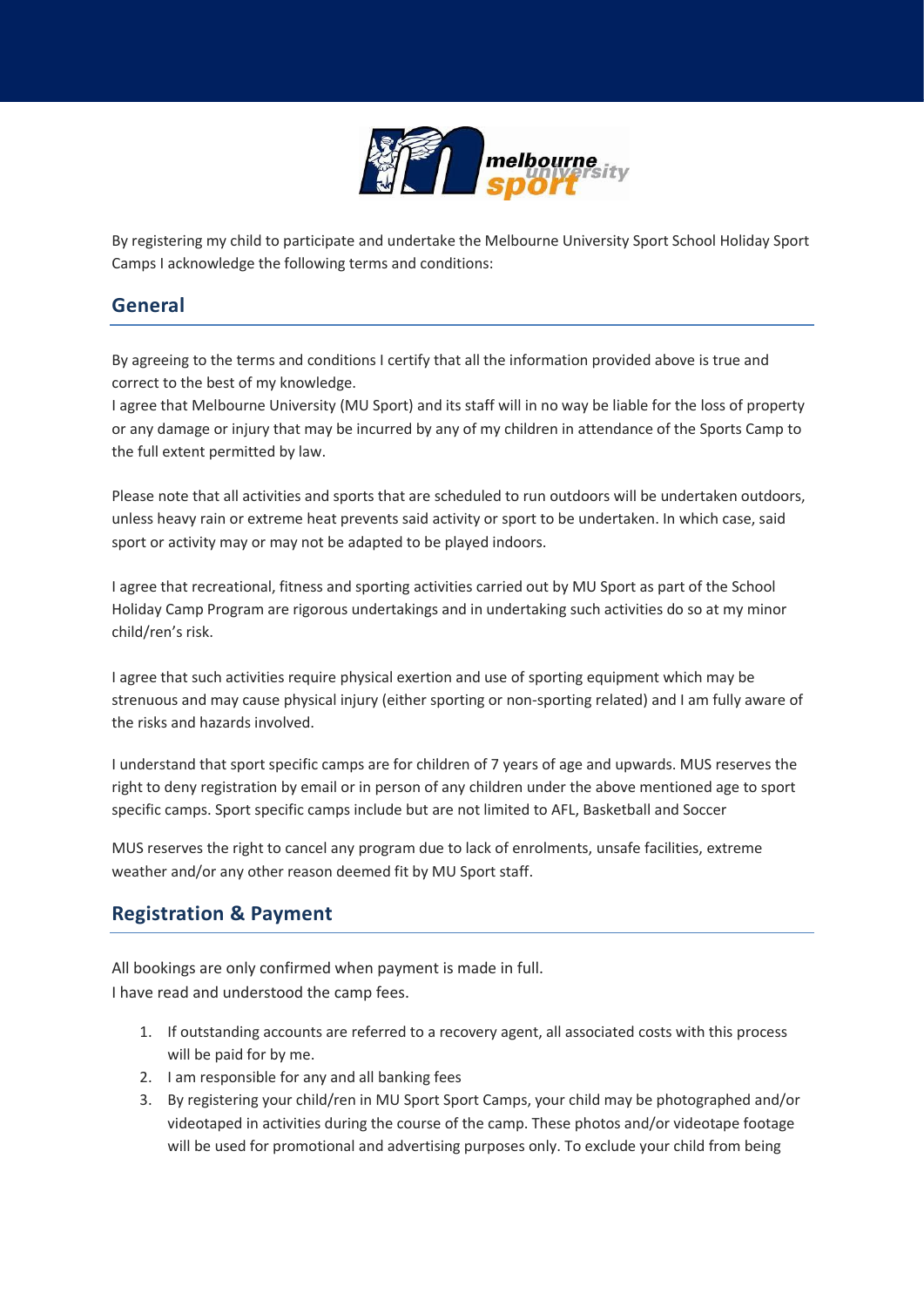By registering my child to participate and undertake the Melbourne University Sport School Holiday Sport Camps I acknowledge the following terms and conditions:

## General

By agreeing to the terms and conditions I certify that all the information provided above is true and correct to the best of my knowledge.
I agree that Melbourne University (MU Sport) and its staff will in no way be liable for the loss of property or any damage or injury that may be incurred by any of my children in attendance of the Sports Camp to the full extent permitted by law.

Please note that all activities and sports that are scheduled to run outdoors will be undertaken outdoors, unless heavy rain or extreme heat prevents said activity or sport to be undertaken. In which case, said sport or activity may or may not be adapted to be played indoors.

I agree that recreational, fitness and sporting activities carried out by MU Sport as part of the School Holiday Camp Program are rigorous undertakings and in undertaking such activities do so at my minor child/ren's risk.

I agree that such activities require physical exertion and use of sporting equipment which may be strenuous and may cause physical injury (either sporting or non-sporting related) and I am fully aware of the risks and hazards involved.

I understand that sport specific camps are for children of 7 years of age and upwards. MUS reserves the right to deny registration by email or in person of any children under the above mentioned age to sport specific camps. Sport specific camps include but are not limited to AFL, Basketball and Soccer

MUS reserves the right to cancel any program due to lack of enrolments, unsafe facilities, extreme weather and/or any other reason deemed fit by MU Sport staff.

## Registration & Payment

All bookings are only confirmed when payment is made in full.
I have read and understood the camp fees.

1. If outstanding accounts are referred to a recovery agent, all associated costs with this process will be paid for by me.
2. I am responsible for any and all banking fees
3. By registering your child/ren in MU Sport Sport Camps, your child may be photographed and/or videotaped in activities during the course of the camp. These photos and/or videotape footage will be used for promotional and advertising purposes only. To exclude your child from being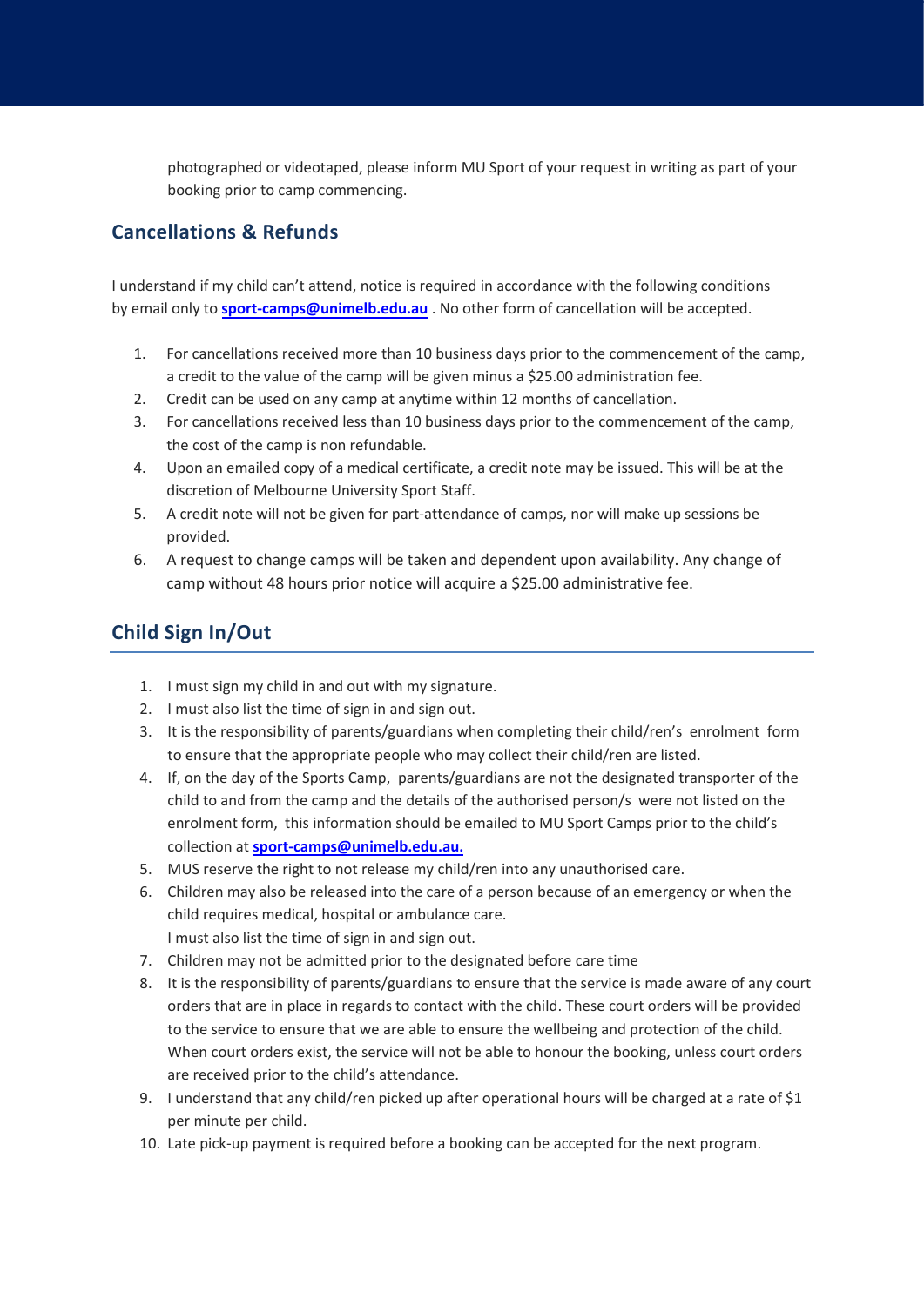photographed or videotaped, please inform MU Sport of your request in writing as part of your booking prior to camp commencing.

## Cancellations & Refunds

I understand if my child can't attend, notice is required in accordance with the following conditions by email only to **sport-camps@unimelb.edu.au** . No other form of cancellation will be accepted.

1. For cancellations received more than 10 business days prior to the commencement of the camp, a credit to the value of the camp will be given minus a $25.00 administration fee.
2. Credit can be used on any camp at anytime within 12 months of cancellation.
3. For cancellations received less than 10 business days prior to the commencement of the camp, the cost of the camp is non refundable.
4. Upon an emailed copy of a medical certificate, a credit note may be issued. This will be at the discretion of Melbourne University Sport Staff.
5. A credit note will not be given for part-attendance of camps, nor will make up sessions be provided.
6. A request to change camps will be taken and dependent upon availability. Any change of camp without 48 hours prior notice will acquire a $25.00 administrative fee.

## Child Sign In/Out

1. I must sign my child in and out with my signature.
2. I must also list the time of sign in and sign out.
3. It is the responsibility of parents/guardians when completing their child/ren's enrolment form to ensure that the appropriate people who may collect their child/ren are listed.
4. If, on the day of the Sports Camp, parents/guardians are not the designated transporter of the child to and from the camp and the details of the authorised person/s were not listed on the enrolment form, this information should be emailed to MU Sport Camps prior to the child's collection at **sport-camps@unimelb.edu.au.**
5. MUS reserve the right to not release my child/ren into any unauthorised care.
6. Children may also be released into the care of a person because of an emergency or when the child requires medical, hospital or ambulance care.
   I must also list the time of sign in and sign out.
7. Children may not be admitted prior to the designated before care time
8. It is the responsibility of parents/guardians to ensure that the service is made aware of any court orders that are in place in regards to contact with the child. These court orders will be provided to the service to ensure that we are able to ensure the wellbeing and protection of the child. When court orders exist, the service will not be able to honour the booking, unless court orders are received prior to the child's attendance.
9. I understand that any child/ren picked up after operational hours will be charged at a rate of $1 per minute per child.
10. Late pick-up payment is required before a booking can be accepted for the next program.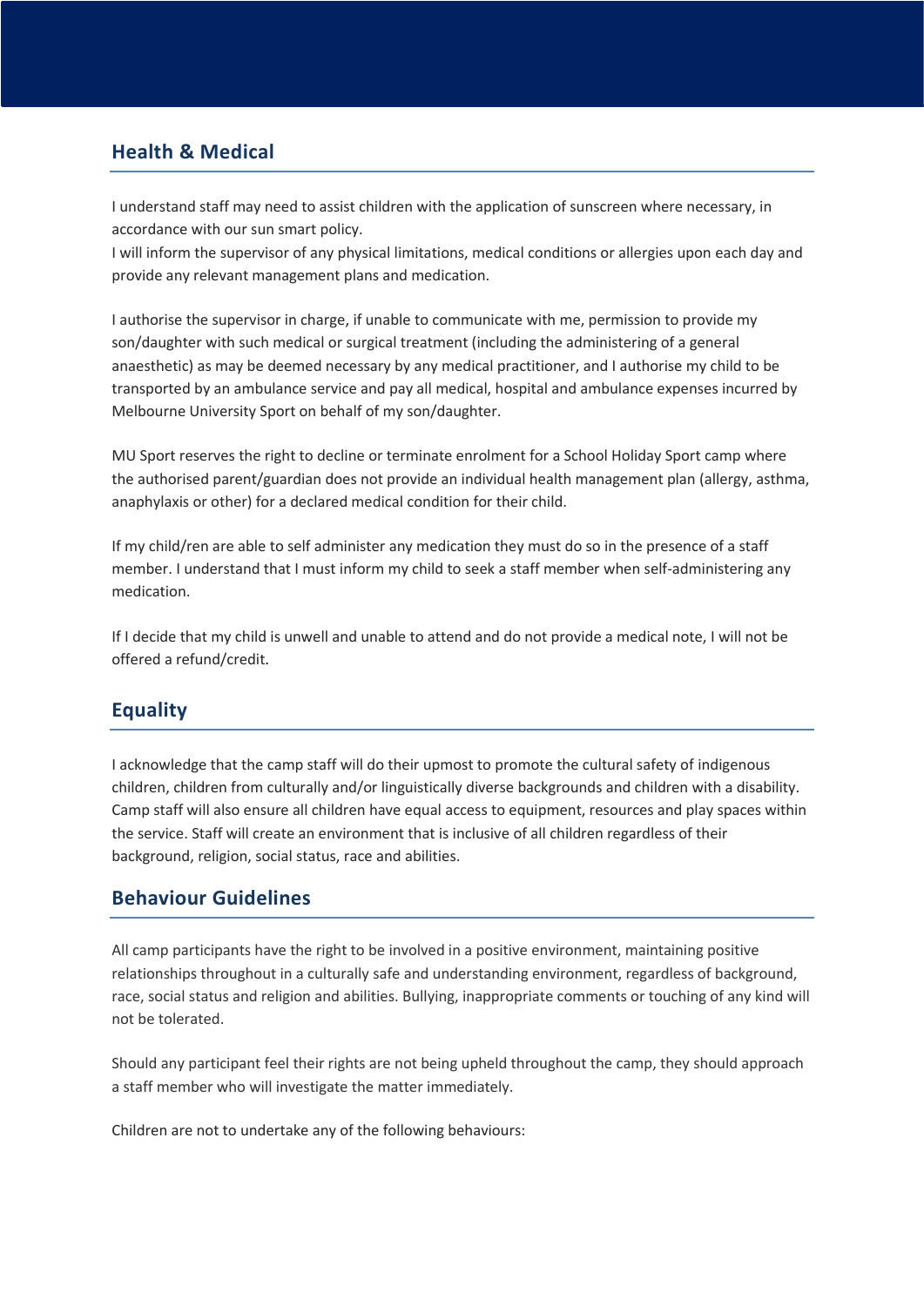## Health & Medical

I understand staff may need to assist children with the application of sunscreen where necessary, in accordance with our sun smart policy.
I will inform the supervisor of any physical limitations, medical conditions or allergies upon each day and provide any relevant management plans and medication.

I authorise the supervisor in charge, if unable to communicate with me, permission to provide my son/daughter with such medical or surgical treatment (including the administering of a general anaesthetic) as may be deemed necessary by any medical practitioner, and I authorise my child to be transported by an ambulance service and pay all medical, hospital and ambulance expenses incurred by Melbourne University Sport on behalf of my son/daughter.

MU Sport reserves the right to decline or terminate enrolment for a School Holiday Sport camp where the authorised parent/guardian does not provide an individual health management plan (allergy, asthma, anaphylaxis or other) for a declared medical condition for their child.

If my child/ren are able to self administer any medication they must do so in the presence of a staff member. I understand that I must inform my child to seek a staff member when self-administering any medication.

If I decide that my child is unwell and unable to attend and do not provide a medical note, I will not be offered a refund/credit.

## Equality

I acknowledge that the camp staff will do their upmost to promote the cultural safety of indigenous children, children from culturally and/or linguistically diverse backgrounds and children with a disability. Camp staff will also ensure all children have equal access to equipment, resources and play spaces within the service. Staff will create an environment that is inclusive of all children regardless of their background, religion, social status, race and abilities.

## Behaviour Guidelines

All camp participants have the right to be involved in a positive environment, maintaining positive relationships throughout in a culturally safe and understanding environment, regardless of background, race, social status and religion and abilities. Bullying, inappropriate comments or touching of any kind will not be tolerated.

Should any participant feel their rights are not being upheld throughout the camp, they should approach a staff member who will investigate the matter immediately.

Children are not to undertake any of the following behaviours: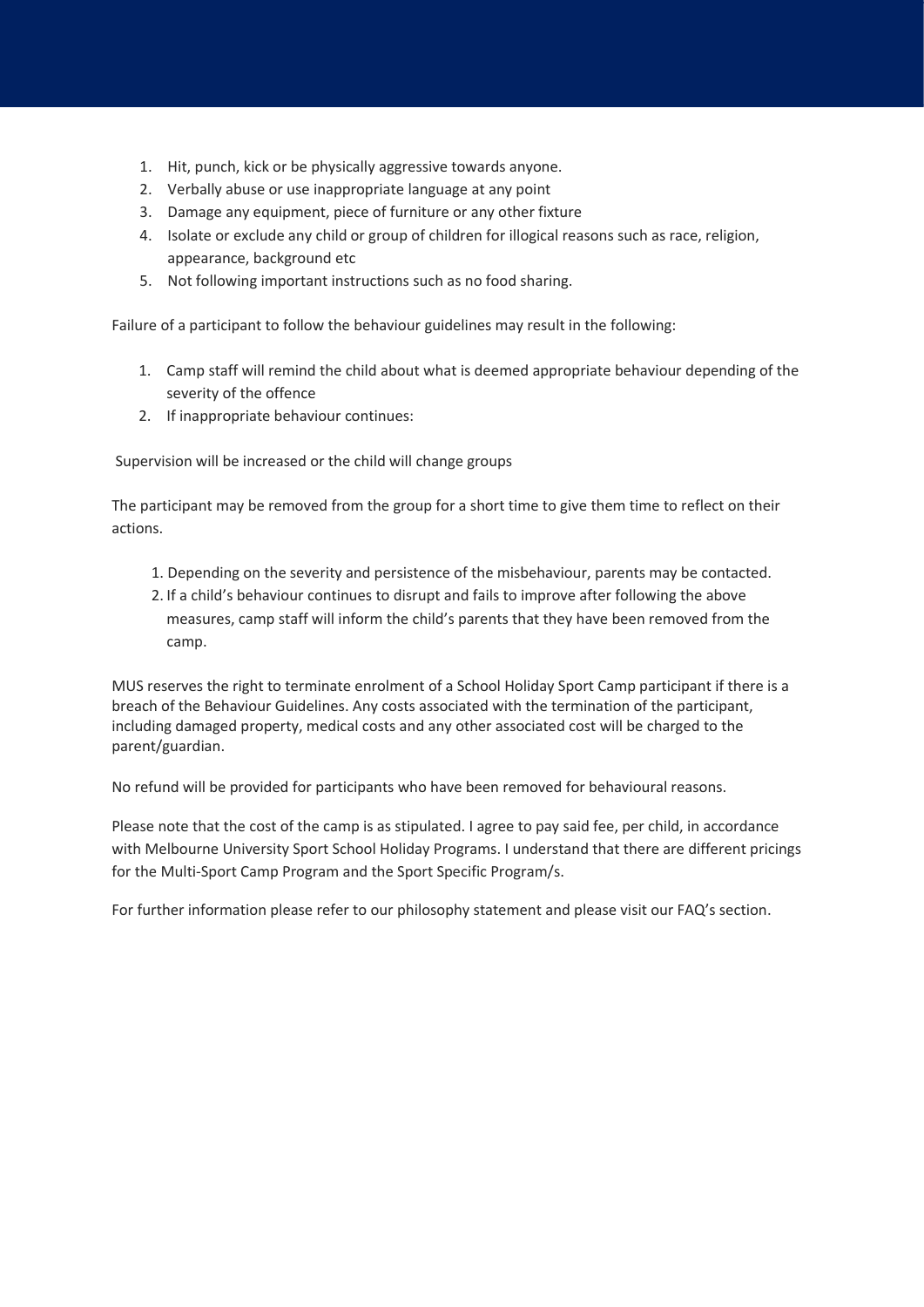1. Hit, punch, kick or be physically aggressive towards anyone.
2. Verbally abuse or use inappropriate language at any point
3. Damage any equipment, piece of furniture or any other fixture
4. Isolate or exclude any child or group of children for illogical reasons such as race, religion, appearance, background etc
5. Not following important instructions such as no food sharing.

Failure of a participant to follow the behaviour guidelines may result in the following:

1. Camp staff will remind the child about what is deemed appropriate behaviour depending of the severity of the offence
2. If inappropriate behaviour continues:

Supervision will be increased or the child will change groups

The participant may be removed from the group for a short time to give them time to reflect on their actions.

1. Depending on the severity and persistence of the misbehaviour, parents may be contacted.
2. If a child's behaviour continues to disrupt and fails to improve after following the above measures, camp staff will inform the child's parents that they have been removed from the camp.

MUS reserves the right to terminate enrolment of a School Holiday Sport Camp participant if there is a breach of the Behaviour Guidelines. Any costs associated with the termination of the participant, including damaged property, medical costs and any other associated cost will be charged to the parent/guardian.

No refund will be provided for participants who have been removed for behavioural reasons.

Please note that the cost of the camp is as stipulated. I agree to pay said fee, per child, in accordance with Melbourne University Sport School Holiday Programs. I understand that there are different pricings for the Multi-Sport Camp Program and the Sport Specific Program/s.

For further information please refer to our philosophy statement and please visit our FAQ's section.